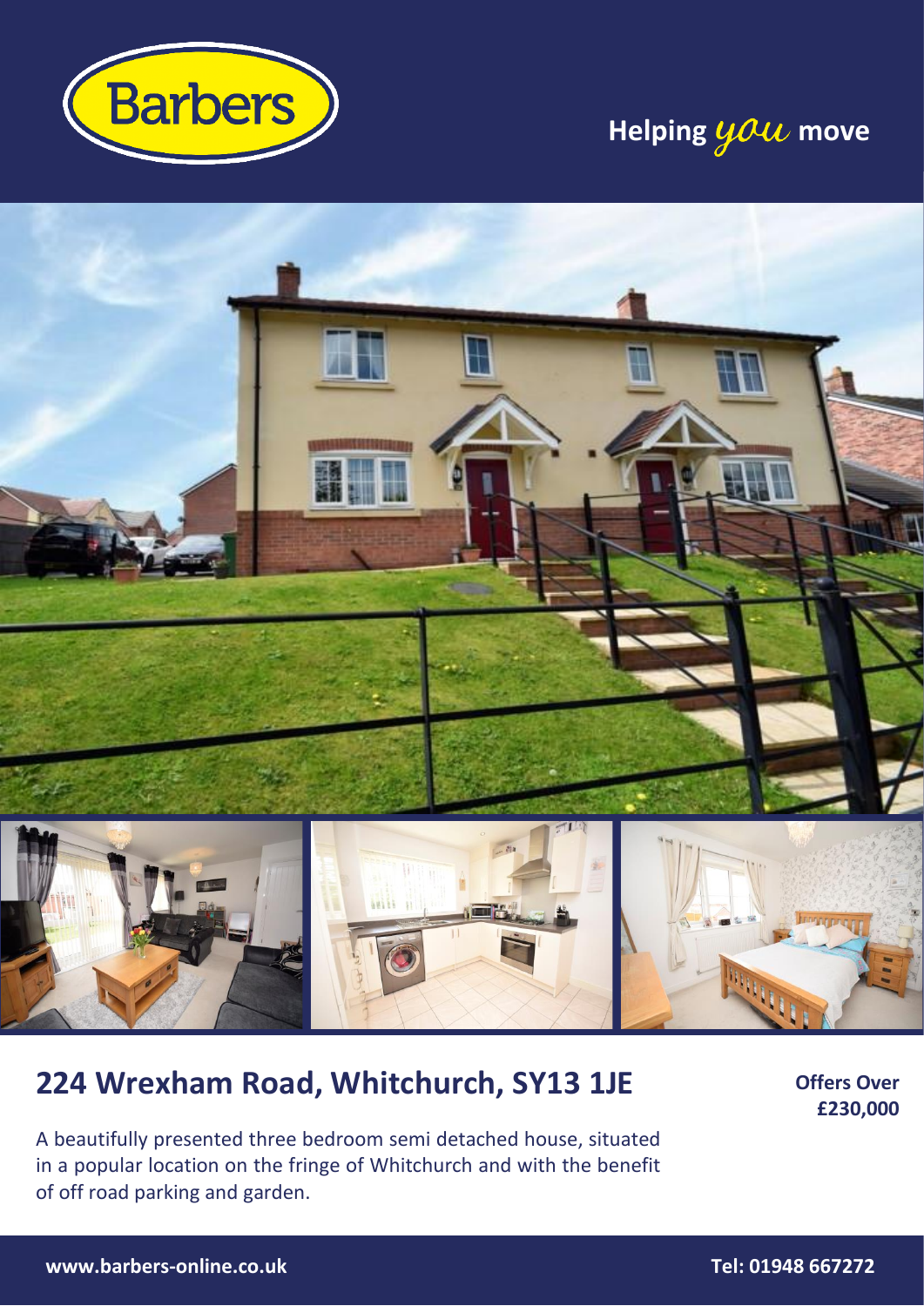Barbers

Helping *you* move

# 224 Wrexham Road, Whitchurch, SY13 1JE

**Offers Over £230,000**

A beautifully presented three bedroom semi detached house, situated in a popular location on the fringe of Whitchurch and with the benefit of off road parking and garden.

**www.barbers-online.co.uk**

**Tel: 01948 667272**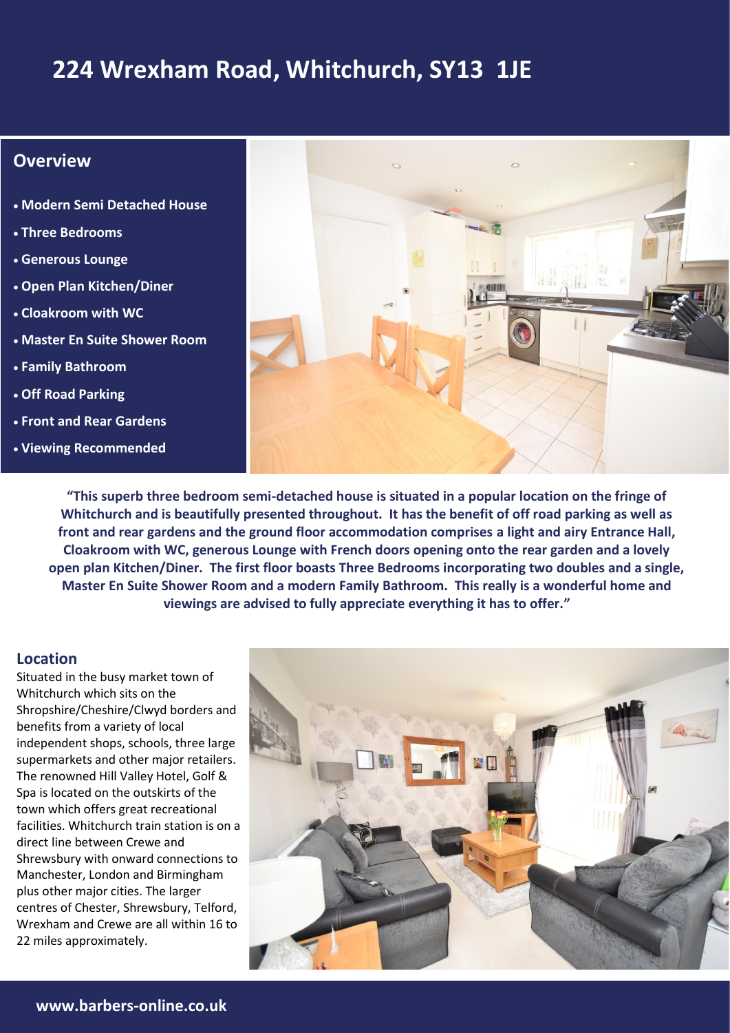# 224 Wrexham Road, Whitchurch, SY13 1JE

## Overview

- **Modern Semi Detached House**
- **Three Bedrooms**
- **Generous Lounge**
- **Open Plan Kitchen/Diner**
- **Cloakroom with WC**
- **Master En Suite Shower Room**
- **Family Bathroom**
- **Off Road Parking**
- **Front and Rear Gardens**
- **Viewing Recommended**

**"This superb three bedroom semi-detached house is situated in a popular location on the fringe of Whitchurch and is beautifully presented throughout. It has the benefit of off road parking as well as front and rear gardens and the ground floor accommodation comprises a light and airy Entrance Hall, Cloakroom with WC, generous Lounge with French doors opening onto the rear garden and a lovely open plan Kitchen/Diner. The first floor boasts Three Bedrooms incorporating two doubles and a single, Master En Suite Shower Room and a modern Family Bathroom. This really is a wonderful home and viewings are advised to fully appreciate everything it has to offer."**

## Location

Situated in the busy market town of Whitchurch which sits on the Shropshire/Cheshire/Clwyd borders and benefits from a variety of local independent shops, schools, three large supermarkets and other major retailers. The renowned Hill Valley Hotel, Golf & Spa is located on the outskirts of the town which offers great recreational facilities. Whitchurch train station is on a direct line between Crewe and Shrewsbury with onward connections to Manchester, London and Birmingham plus other major cities. The larger centres of Chester, Shrewsbury, Telford, Wrexham and Crewe are all within 16 to 22 miles approximately.

**www.barbers-online.co.uk**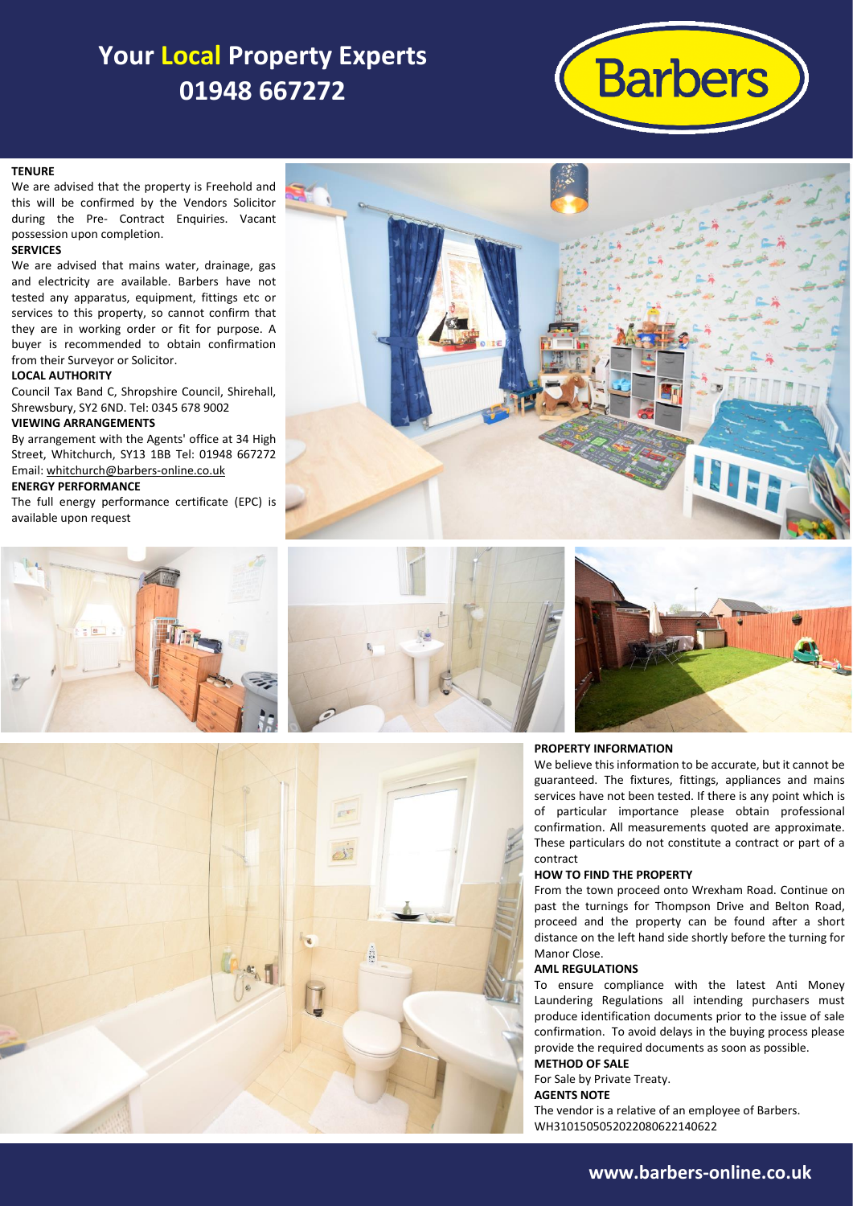Your **Local** Property Experts
01948 667272

Barbers

**TENURE**

We are advised that the property is Freehold and this will be confirmed by the Vendors Solicitor during the Pre- Contract Enquiries. Vacant possession upon completion.

**SERVICES**

We are advised that mains water, drainage, gas and electricity are available. Barbers have not tested any apparatus, equipment, fittings etc or services to this property, so cannot confirm that they are in working order or fit for purpose. A buyer is recommended to obtain confirmation from their Surveyor or Solicitor.

**LOCAL AUTHORITY**

Council Tax Band C, Shropshire Council, Shirehall, Shrewsbury, SY2 6ND. Tel: 0345 678 9002

**VIEWING ARRANGEMENTS**

By arrangement with the Agents' office at 34 High Street, Whitchurch, SY13 1BB Tel: 01948 667272 Email: whitchurch@barbers-online.co.uk

**ENERGY PERFORMANCE**

The full energy performance certificate (EPC) is available upon request

**PROPERTY INFORMATION**

We believe this information to be accurate, but it cannot be guaranteed. The fixtures, fittings, appliances and mains services have not been tested. If there is any point which is of particular importance please obtain professional confirmation. All measurements quoted are approximate. These particulars do not constitute a contract or part of a contract

**HOW TO FIND THE PROPERTY**

From the town proceed onto Wrexham Road. Continue on past the turnings for Thompson Drive and Belton Road, proceed and the property can be found after a short distance on the left hand side shortly before the turning for Manor Close.

**AML REGULATIONS**

To ensure compliance with the latest Anti Money Laundering Regulations all intending purchasers must produce identification documents prior to the issue of sale confirmation. To avoid delays in the buying process please provide the required documents as soon as possible.

**METHOD OF SALE**

For Sale by Private Treaty.

**AGENTS NOTE**

The vendor is a relative of an employee of Barbers.

WH31015050520220806221406222

www.barbers-online.co.uk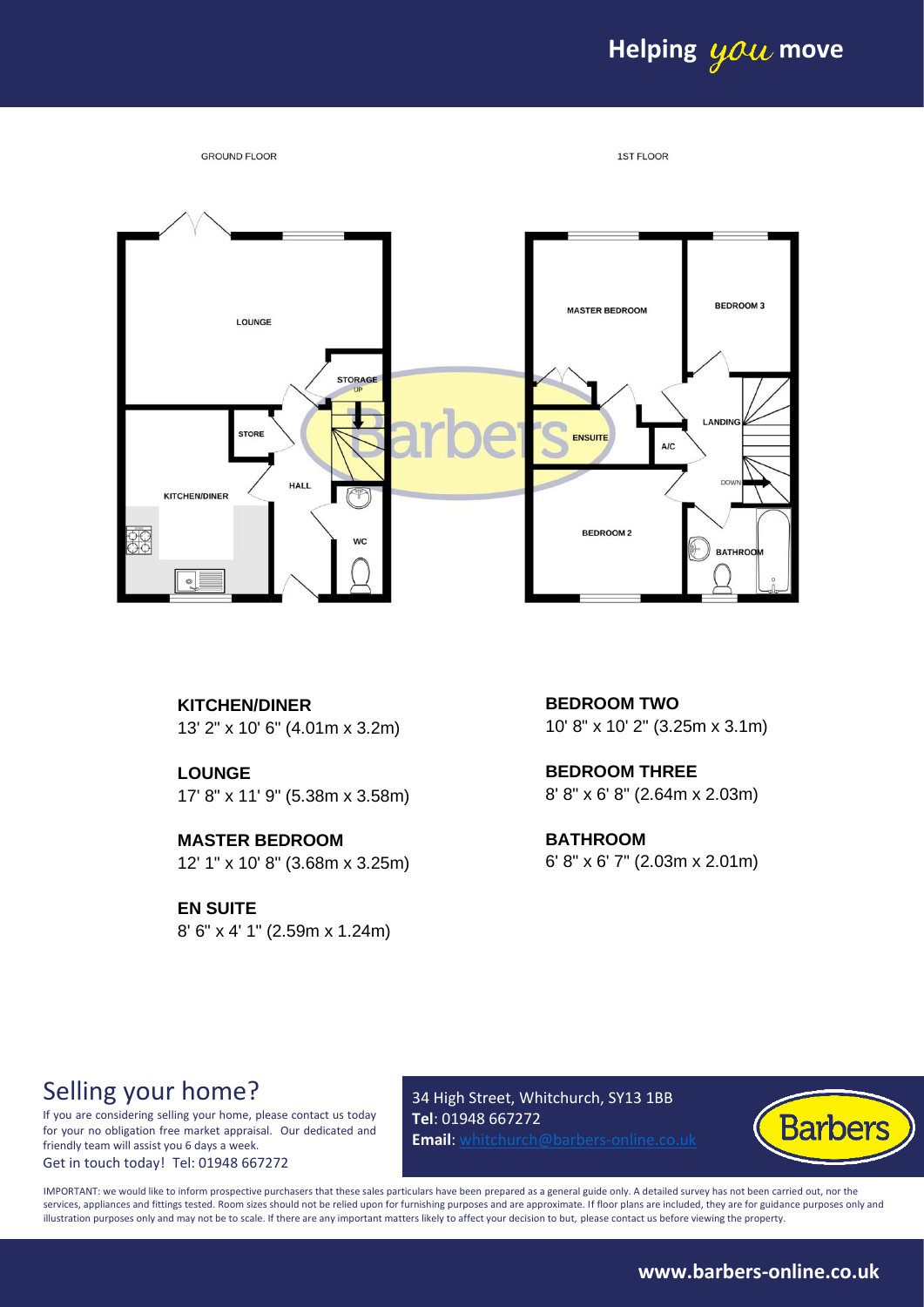Helping *you* move

GROUND FLOOR

1ST FLOOR

LOUNGE

STORAGE

UP

STORE

HALL

KITCHEN/DINER

WC

MASTER BEDROOM

BEDROOM 3

LANDING

ENSUITE

A/C

DOWN

BEDROOM 2

BATHROOM

**KITCHEN/DINER**
13' 2" x 10' 6" (4.01m x 3.2m)

**LOUNGE**
17' 8" x 11' 9" (5.38m x 3.58m)

**MASTER BEDROOM**
12' 1" x 10' 8" (3.68m x 3.25m)

**EN SUITE**
8' 6" x 4' 1" (2.59m x 1.24m)

**BEDROOM TWO**
10' 8" x 10' 2" (3.25m x 3.1m)

**BEDROOM THREE**
8' 8" x 6' 8" (2.64m x 2.03m)

**BATHROOM**
6' 8" x 6' 7" (2.03m x 2.01m)

## Selling your home?

If you are considering selling your home, please contact us today for your no obligation free market appraisal. Our dedicated and friendly team will assist you 6 days a week.

Get in touch today! Tel: 01948 667272

34 High Street, Whitchurch, SY13 1BB
**Tel**: 01948 667272
**Email**: whitchurch@barbers-online.co.uk

Barbers

IMPORTANT: we would like to inform prospective purchasers that these sales particulars have been prepared as a general guide only. A detailed survey has not been carried out, nor the services, appliances and fittings tested. Room sizes should not be relied upon for furnishing purposes and are approximate. If floor plans are included, they are for guidance purposes only and illustration purposes only and may not be to scale. If there are any important matters likely to affect your decision to but, please contact us before viewing the property.

**www.barbers-online.co.uk**